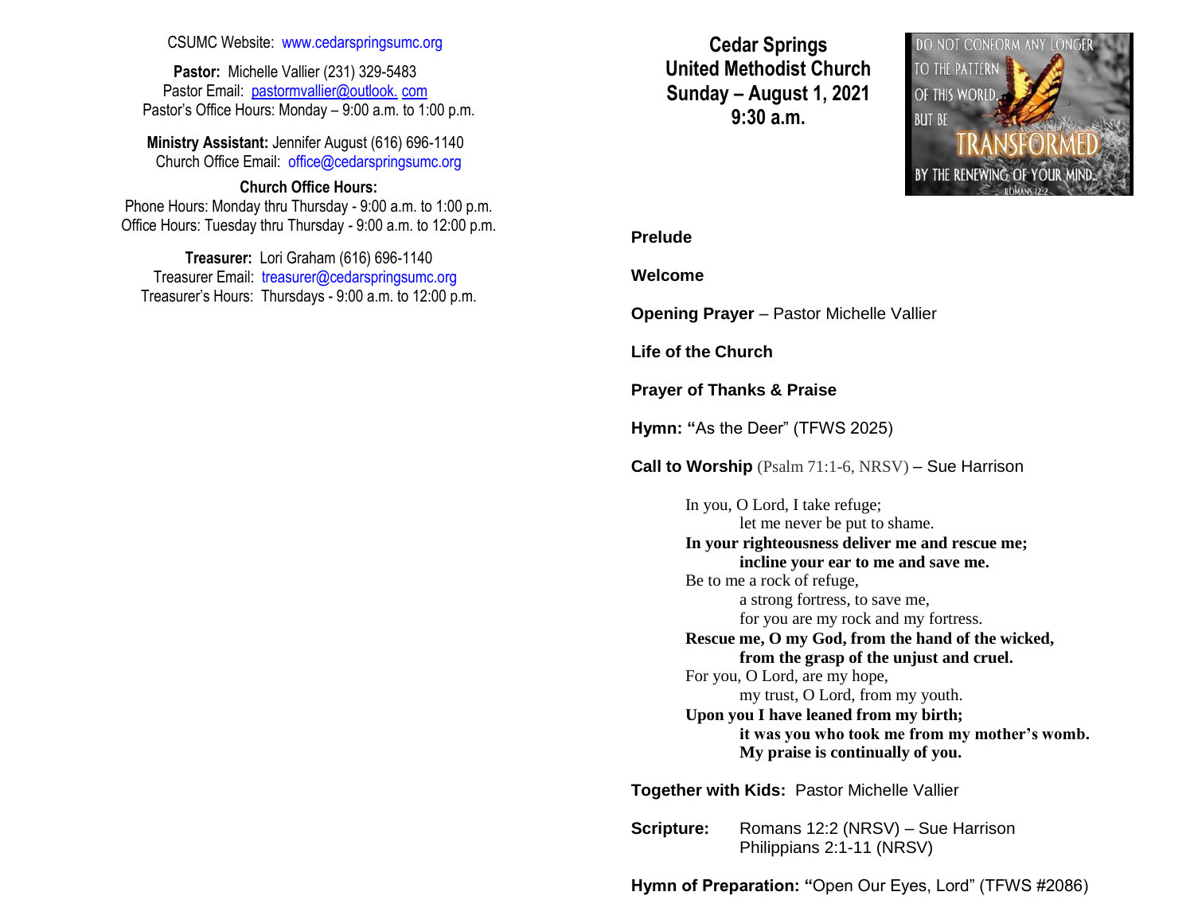CSUMC Website: www.cedarspringsumc.org

**Pastor:** Michelle Vallier (231) 329-5483
Pastor Email: pastormvallier@outlook. com
Pastor's Office Hours: Monday – 9:00 a.m. to 1:00 p.m.

**Ministry Assistant:** Jennifer August (616) 696-1140
Church Office Email: office@cedarspringsumc.org

**Church Office Hours:**
Phone Hours: Monday thru Thursday - 9:00 a.m. to 1:00 p.m.
Office Hours: Tuesday thru Thursday - 9:00 a.m. to 12:00 p.m.

**Treasurer:** Lori Graham (616) 696-1140
Treasurer Email: treasurer@cedarspringsumc.org
Treasurer's Hours: Thursdays - 9:00 a.m. to 12:00 p.m.

# Cedar Springs United Methodist Church
## Sunday – August 1, 2021
## 9:30 a.m.

DO NOT CONFORM ANY LONGER TO THE PATTERN OF THIS WORLD, BUT BE TRANSFORMED BY THE RENEWING OF YOUR MIND. ROMANS 12:2

**Prelude**

**Welcome**

**Opening Prayer** – Pastor Michelle Vallier

**Life of the Church**

**Prayer of Thanks & Praise**

**Hymn: "**As the Deer" (TFWS 2025)

**Call to Worship** (Psalm 71:1-6, NRSV) – Sue Harrison

In you, O Lord, I take refuge;
let me never be put to shame.
**In your righteousness deliver me and rescue me;**
**incline your ear to me and save me.**
Be to me a rock of refuge,
a strong fortress, to save me,
for you are my rock and my fortress.
**Rescue me, O my God, from the hand of the wicked,**
**from the grasp of the unjust and cruel.**
For you, O Lord, are my hope,
my trust, O Lord, from my youth.
**Upon you I have leaned from my birth;**
**it was you who took me from my mother's womb.**
**My praise is continually of you.**

**Together with Kids:** Pastor Michelle Vallier

**Scripture:** Romans 12:2 (NRSV) – Sue Harrison
Philippians 2:1-11 (NRSV)

**Hymn of Preparation: "**Open Our Eyes, Lord" (TFWS #2086)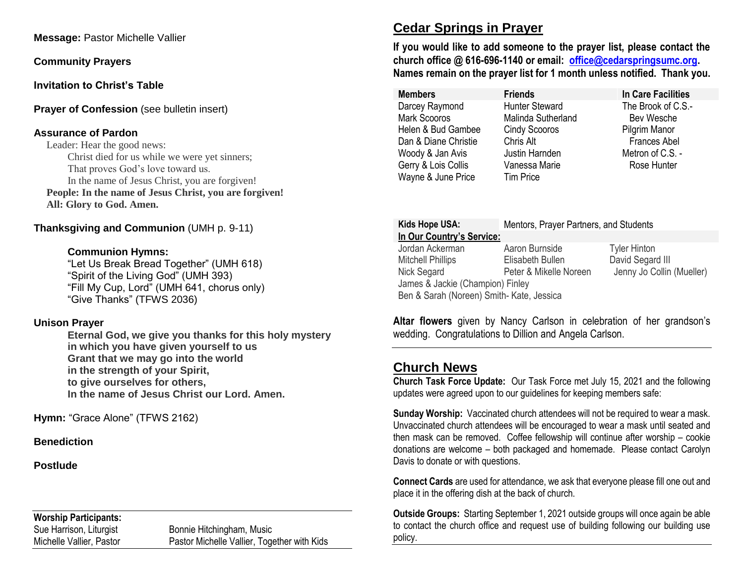**Message:** Pastor Michelle Vallier

**Community Prayers**

**Invitation to Christ's Table**

**Prayer of Confession** (see bulletin insert)

**Assurance of Pardon**

Leader: Hear the good news:
Christ died for us while we were yet sinners;
That proves God's love toward us.
In the name of Jesus Christ, you are forgiven!
**People: In the name of Jesus Christ, you are forgiven!**
**All: Glory to God. Amen.**

**Thanksgiving and Communion** (UMH p. 9-11)

**Communion Hymns:**
"Let Us Break Bread Together" (UMH 618)
"Spirit of the Living God" (UMH 393)
"Fill My Cup, Lord" (UMH 641, chorus only)
"Give Thanks" (TFWS 2036)

**Unison Prayer**

**Eternal God, we give you thanks for this holy mystery
in which you have given yourself to us
Grant that we may go into the world
in the strength of your Spirit,
to give ourselves for others,
In the name of Jesus Christ our Lord. Amen.**

**Hymn:** "Grace Alone" (TFWS 2162)

**Benediction**

**Postlude**

**Worship Participants:**

| | |
|---|---|
| Sue Harrison, Liturgist | Bonnie Hitchingham, Music |
| Michelle Vallier, Pastor | Pastor Michelle Vallier, Together with Kids |

## Cedar Springs in Prayer

**If you would like to add someone to the prayer list, please contact the church office @ 616-696-1140 or email: office@cedarspringsumc.org. Names remain on the prayer list for 1 month unless notified. Thank you.**

| Members | Friends | In Care Facilities |
|---|---|---|
| Darcey Raymond | Hunter Steward | The Brook of C.S.- |
| Mark Scooros | Malinda Sutherland | Bev Wesche |
| Helen & Bud Gambee | Cindy Scooros | Pilgrim Manor |
| Dan & Diane Christie | Chris Alt | Frances Abel |
| Woody & Jan Avis | Justin Harnden | Metron of C.S. - |
| Gerry & Lois Collis | Vanessa Marie | Rose Hunter |
| Wayne & June Price | Tim Price | |

**Kids Hope USA:** Mentors, Prayer Partners, and Students

**In Our Country's Service:**

| | | |
|---|---|---|
| Jordan Ackerman | Aaron Burnside | Tyler Hinton |
| Mitchell Phillips | Elisabeth Bullen | David Segard III |
| Nick Segard | Peter & Mikelle Noreen | Jenny Jo Collin (Mueller) |
| James & Jackie (Champion) Finley | | |
| Ben & Sarah (Noreen) Smith- Kate, Jessica | | |

**Altar flowers** given by Nancy Carlson in celebration of her grandson's wedding. Congratulations to Dillion and Angela Carlson.

## Church News

**Church Task Force Update:** Our Task Force met July 15, 2021 and the following updates were agreed upon to our guidelines for keeping members safe:

**Sunday Worship:** Vaccinated church attendees will not be required to wear a mask. Unvaccinated church attendees will be encouraged to wear a mask until seated and then mask can be removed. Coffee fellowship will continue after worship – cookie donations are welcome – both packaged and homemade. Please contact Carolyn Davis to donate or with questions.

**Connect Cards** are used for attendance, we ask that everyone please fill one out and place it in the offering dish at the back of church.

**Outside Groups:** Starting September 1, 2021 outside groups will once again be able to contact the church office and request use of building following our building use policy.